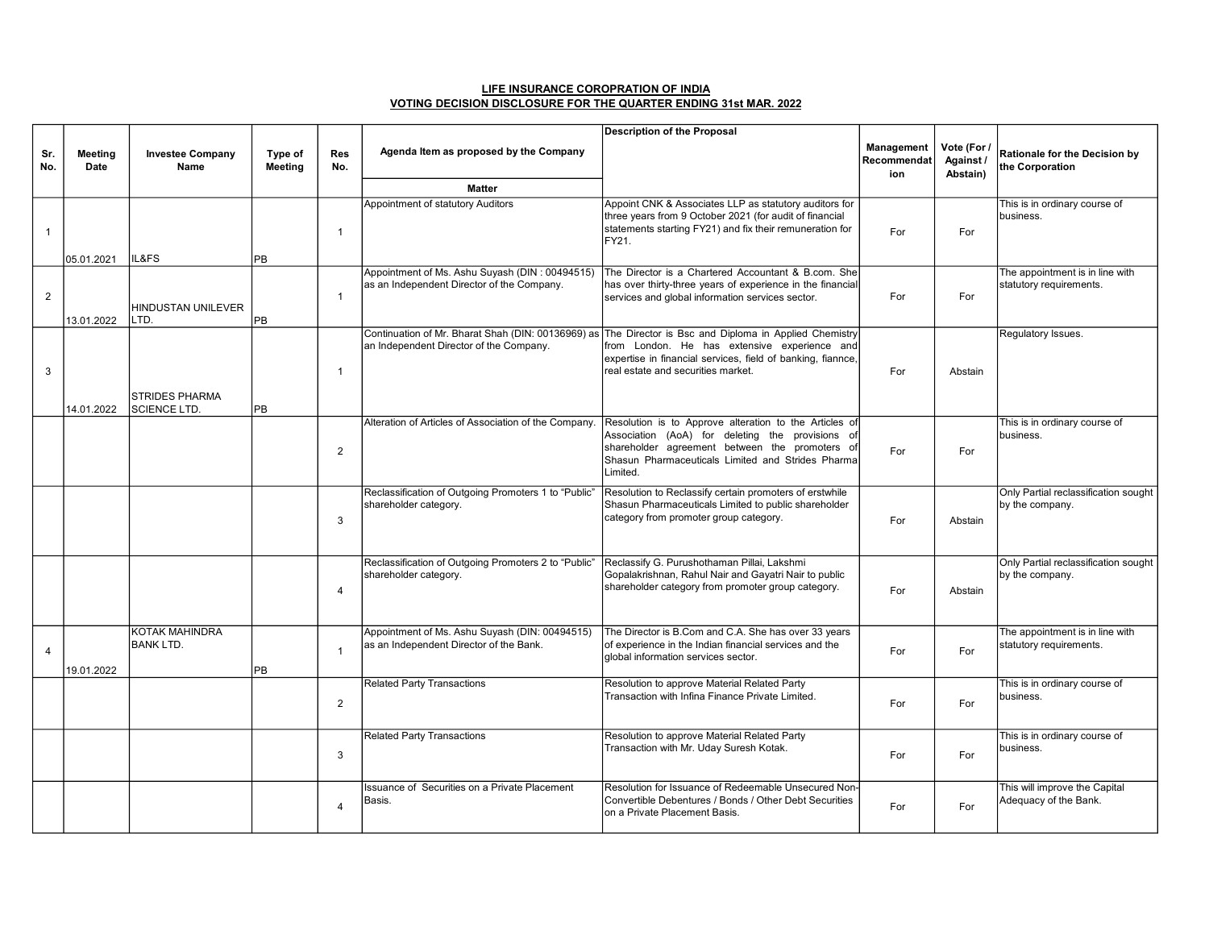**LIFE INSURANCE COROPRATION OF INDIA**

**VOTING DECISION DISCLOSURE FOR THE QUARTER ENDING 31st MAR. 2022**

| Sr. No. | Meeting Date | Investee Company Name | Type of Meeting | Res No. | Agenda Item as proposed by the Company | Description of the Proposal | Management Recommendation | Vote (For / Against / Abstain) | Rationale for the Decision by the Corporation |
|---|---|---|---|---|---|---|---|---|---|
| | | | | | Matter | | | | |
| 1 | 05.01.2021 | IL&FS | PB | 1 | Appointment of statutory Auditors | Appoint CNK & Associates LLP as statutory auditors for three years from 9 October 2021 (for audit of financial statements starting FY21) and fix their remuneration for FY21. | For | For | This is in ordinary course of business. |
| 2 | 13.01.2022 | HINDUSTAN UNILEVER LTD. | PB | 1 | Appointment of Ms. Ashu Suyash (DIN : 00494515) as an Independent Director of the Company. | The Director is a Chartered Accountant & B.com. She has over thirty-three years of experience in the financial services and global information services sector. | For | For | The appointment is in line with statutory requirements. |
| 3 | 14.01.2022 | STRIDES PHARMA SCIENCE LTD. | PB | 1 | Continuation of Mr. Bharat Shah (DIN: 00136969) as an Independent Director of the Company. | The Director is Bsc and Diploma in Applied Chemistry from London. He has extensive experience and expertise in financial services, field of banking, fiannce, real estate and securities market. | For | Abstain | Regulatory Issues. |
| | | | | 2 | Alteration of Articles of Association of the Company. | Resolution is to Approve alteration to the Articles of Association (AoA) for deleting the provisions of shareholder agreement between the promoters of Shasun Pharmaceuticals Limited and Strides Pharma Limited. | For | For | This is in ordinary course of business. |
| | | | | 3 | Reclassification of Outgoing Promoters 1 to "Public" shareholder category. | Resolution to Reclassify certain promoters of erstwhile Shasun Pharmaceuticals Limited to public shareholder category from promoter group category. | For | Abstain | Only Partial reclassification sought by the company. |
| | | | | 4 | Reclassification of Outgoing Promoters 2 to "Public" shareholder category. | Reclassify G. Purushothaman Pillai, Lakshmi Gopalakrishnan, Rahul Nair and Gayatri Nair to public shareholder category from promoter group category. | For | Abstain | Only Partial reclassification sought by the company. |
| 4 | 19.01.2022 | KOTAK MAHINDRA BANK LTD. | PB | 1 | Appointment of Ms. Ashu Suyash (DIN: 00494515) as an Independent Director of the Bank. | The Director is B.Com and C.A. She has over 33 years of experience in the Indian financial services and the global information services sector. | For | For | The appointment is in line with statutory requirements. |
| | | | | 2 | Related Party Transactions | Resolution to approve Material Related Party Transaction with Infina Finance Private Limited. | For | For | This is in ordinary course of business. |
| | | | | 3 | Related Party Transactions | Resolution to approve Material Related Party Transaction with Mr. Uday Suresh Kotak. | For | For | This is in ordinary course of business. |
| | | | | 4 | Issuance of Securities on a Private Placement Basis. | Resolution for Issuance of Redeemable Unsecured Non-Convertible Debentures / Bonds / Other Debt Securities on a Private Placement Basis. | For | For | This will improve the Capital Adequacy of the Bank. |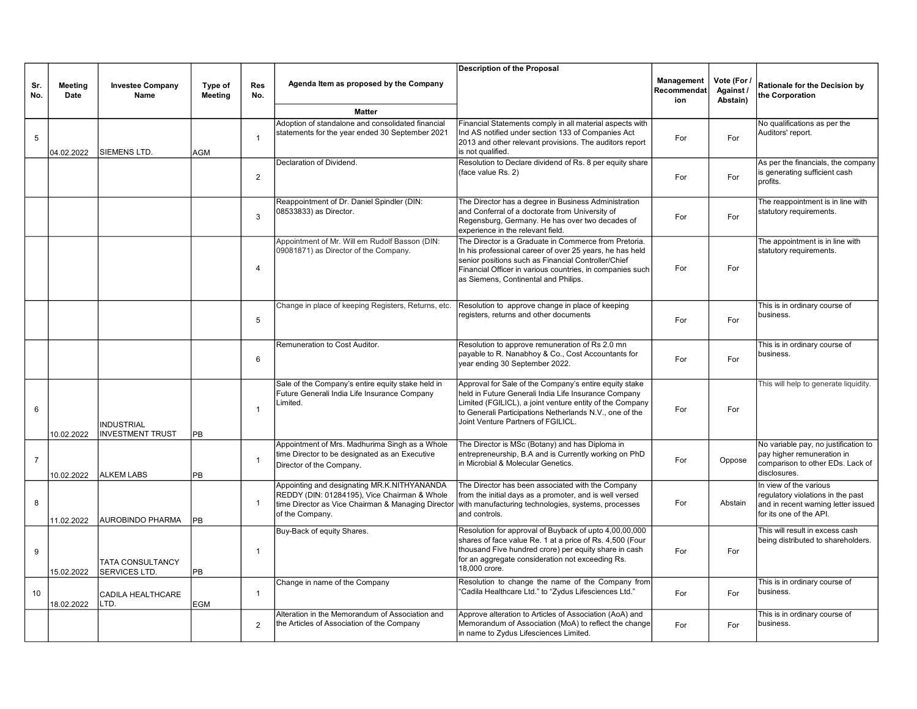| Sr. No. | Meeting Date | Investee Company Name | Type of Meeting | Res No. | Agenda Item as proposed by the Company | Description of the Proposal | Management Recommendation | Vote (For / Against / Abstain) | Rationale for the Decision by the Corporation |
|---|---|---|---|---|---|---|---|---|---|
| | | | | | Matter | | | | |
| 5 | 04.02.2022 | SIEMENS LTD. | AGM | 1 | Adoption of standalone and consolidated financial statements for the year ended 30 September 2021 | Financial Statements comply in all material aspects with Ind AS notified under section 133 of Companies Act 2013 and other relevant provisions. The auditors report is not qualified. | For | For | No qualifications as per the Auditors' report. |
| | | | | 2 | Declaration of Dividend. | Resolution to Declare dividend of Rs. 8 per equity share (face value Rs. 2) | For | For | As per the financials, the company is generating sufficient cash profits. |
| | | | | 3 | Reappointment of Dr. Daniel Spindler (DIN: 08533833) as Director. | The Director has a degree in Business Administration and Conferral of a doctorate from University of Regensburg, Germany. He has over two decades of experience in the relevant field. | For | For | The reappointment is in line with statutory requirements. |
| | | | | 4 | Appointment of Mr. Will em Rudolf Basson (DIN: 09081871) as Director of the Company. | The Director is a Graduate in Commerce from Pretoria. In his professional career of over 25 years, he has held senior positions such as Financial Controller/Chief Financial Officer in various countries, in companies such as Siemens, Continental and Philips. | For | For | The appointment is in line with statutory requirements. |
| | | | | 5 | Change in place of keeping Registers, Returns, etc. | Resolution to approve change in place of keeping registers, returns and other documents | For | For | This is in ordinary course of business. |
| | | | | 6 | Remuneration to Cost Auditor. | Resolution to approve remuneration of Rs 2.0 mn payable to R. Nanabhoy & Co., Cost Accountants for year ending 30 September 2022. | For | For | This is in ordinary course of business. |
| 6 | 10.02.2022 | INDUSTRIAL INVESTMENT TRUST | PB | 1 | Sale of the Company's entire equity stake held in Future Generali India Life Insurance Company Limited. | Approval for Sale of the Company's entire equity stake held in Future Generali India Life Insurance Company Limited (FGILICL), a joint venture entity of the Company to Generali Participations Netherlands N.V., one of the Joint Venture Partners of FGILICL. | For | For | This will help to generate liquidity. |
| 7 | 10.02.2022 | ALKEM LABS | PB | 1 | Appointment of Mrs. Madhurima Singh as a Whole time Director to be designated as an Executive Director of the Company. | The Director is MSc (Botany) and has Diploma in entrepreneurship, B.A and is Currently working on PhD in Microbial & Molecular Genetics. | For | Oppose | No variable pay, no justification to pay higher remuneration in comparison to other EDs. Lack of disclosures. |
| 8 | 11.02.2022 | AUROBINDO PHARMA | PB | 1 | Appointing and designating MR.K.NITHYANANDA REDDY (DIN: 01284195), Vice Chairman & Whole time Director as Vice Chairman & Managing Director of the Company. | The Director has been associated with the Company from the initial days as a promoter, and is well versed with manufacturing technologies, systems, processes and controls. | For | Abstain | In view of the various regulatory violations in the past and in recent warning letter issued for its one of the API. |
| 9 | 15.02.2022 | TATA CONSULTANCY SERVICES LTD. | PB | 1 | Buy-Back of equity Shares. | Resolution for approval of Buyback of upto 4,00,00,000 shares of face value Re. 1 at a price of Rs. 4,500 (Four thousand Five hundred crore) per equity share in cash for an aggregate consideration not exceeding Rs. 18,000 crore. | For | For | This will result in excess cash being distributed to shareholders. |
| 10 | 18.02.2022 | CADILA HEALTHCARE LTD. | EGM | 1 | Change in name of the Company | Resolution to change the name of the Company from "Cadila Healthcare Ltd." to "Zydus Lifesciences Ltd." | For | For | This is in ordinary course of business. |
| | | | | 2 | Alteration in the Memorandum of Association and the Articles of Association of the Company | Approve alteration to Articles of Association (AoA) and Memorandum of Association (MoA) to reflect the change in name to Zydus Lifesciences Limited. | For | For | This is in ordinary course of business. |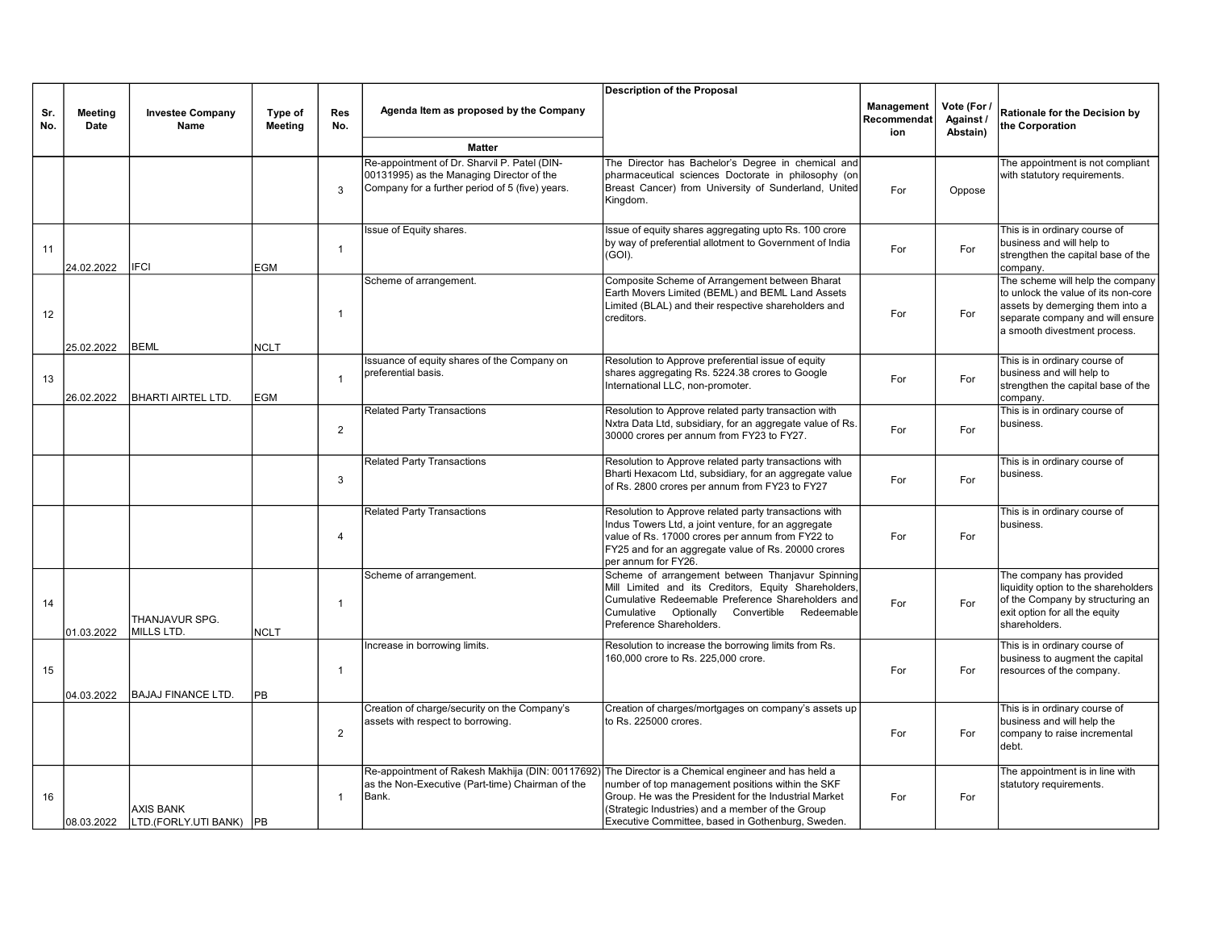| Sr. No. | Meeting Date | Investee Company Name | Type of Meeting | Res No. | Agenda Item as proposed by the Company | Description of the Proposal | Management Recommendation | Vote (For / Against / Abstain) | Rationale for the Decision by the Corporation |
|---|---|---|---|---|---|---|---|---|---|
| | | | | | Matter | | | | |
| | | | | 3 | Re-appointment of Dr. Sharvil P. Patel (DIN-00131995) as the Managing Director of the Company for a further period of 5 (five) years. | The Director has Bachelor's Degree in chemical and pharmaceutical sciences Doctorate in philosophy (on Breast Cancer) from University of Sunderland, United Kingdom. | For | Oppose | The appointment is not compliant with statutory requirements. |
| 11 | 24.02.2022 | IFCI | EGM | 1 | Issue of Equity shares. | Issue of equity shares aggregating upto Rs. 100 crore by way of preferential allotment to Government of India (GOI). | For | For | This is in ordinary course of business and will help to strengthen the capital base of the company. |
| 12 | 25.02.2022 | BEML | NCLT | 1 | Scheme of arrangement. | Composite Scheme of Arrangement between Bharat Earth Movers Limited (BEML) and BEML Land Assets Limited (BLAL) and their respective shareholders and creditors. | For | For | The scheme will help the company to unlock the value of its non-core assets by demerging them into a separate company and will ensure a smooth divestment process. |
| 13 | 26.02.2022 | BHARTI AIRTEL LTD. | EGM | 1 | Issuance of equity shares of the Company on preferential basis. | Resolution to Approve preferential issue of equity shares aggregating Rs. 5224.38 crores to Google International LLC, non-promoter. | For | For | This is in ordinary course of business and will help to strengthen the capital base of the company. |
| | | | | 2 | Related Party Transactions | Resolution to Approve related party transaction with Nxtra Data Ltd, subsidiary, for an aggregate value of Rs. 30000 crores per annum from FY23 to FY27. | For | For | This is in ordinary course of business. |
| | | | | 3 | Related Party Transactions | Resolution to Approve related party transactions with Bharti Hexacom Ltd, subsidiary, for an aggregate value of Rs. 2800 crores per annum from FY23 to FY27 | For | For | This is in ordinary course of business. |
| | | | | 4 | Related Party Transactions | Resolution to Approve related party transactions with Indus Towers Ltd, a joint venture, for an aggregate value of Rs. 17000 crores per annum from FY22 to FY25 and for an aggregate value of Rs. 20000 crores per annum for FY26. | For | For | This is in ordinary course of business. |
| 14 | 01.03.2022 | THANJAVUR SPG. MILLS LTD. | NCLT | 1 | Scheme of arrangement. | Scheme of arrangement between Thanjavur Spinning Mill Limited and its Creditors, Equity Shareholders, Cumulative Redeemable Preference Shareholders and Cumulative Optionally Convertible Redeemable Preference Shareholders. | For | For | The company has provided liquidity option to the shareholders of the Company by structuring an exit option for all the equity shareholders. |
| 15 | 04.03.2022 | BAJAJ FINANCE LTD. | PB | 1 | Increase in borrowing limits. | Resolution to increase the borrowing limits from Rs. 160,000 crore to Rs. 225,000 crore. | For | For | This is in ordinary course of business to augment the capital resources of the company. |
| | | | | 2 | Creation of charge/security on the Company's assets with respect to borrowing. | Creation of charges/mortgages on company's assets up to Rs. 225000 crores. | For | For | This is in ordinary course of business and will help the company to raise incremental debt. |
| 16 | 08.03.2022 | AXIS BANK LTD.(FORLY.UTI BANK) | PB | 1 | Re-appointment of Rakesh Makhija (DIN: 00117692) as the Non-Executive (Part-time) Chairman of the Bank. | The Director is a Chemical engineer and has held a number of top management positions within the SKF Group. He was the President for the Industrial Market (Strategic Industries) and a member of the Group Executive Committee, based in Gothenburg, Sweden. | For | For | The appointment is in line with statutory requirements. |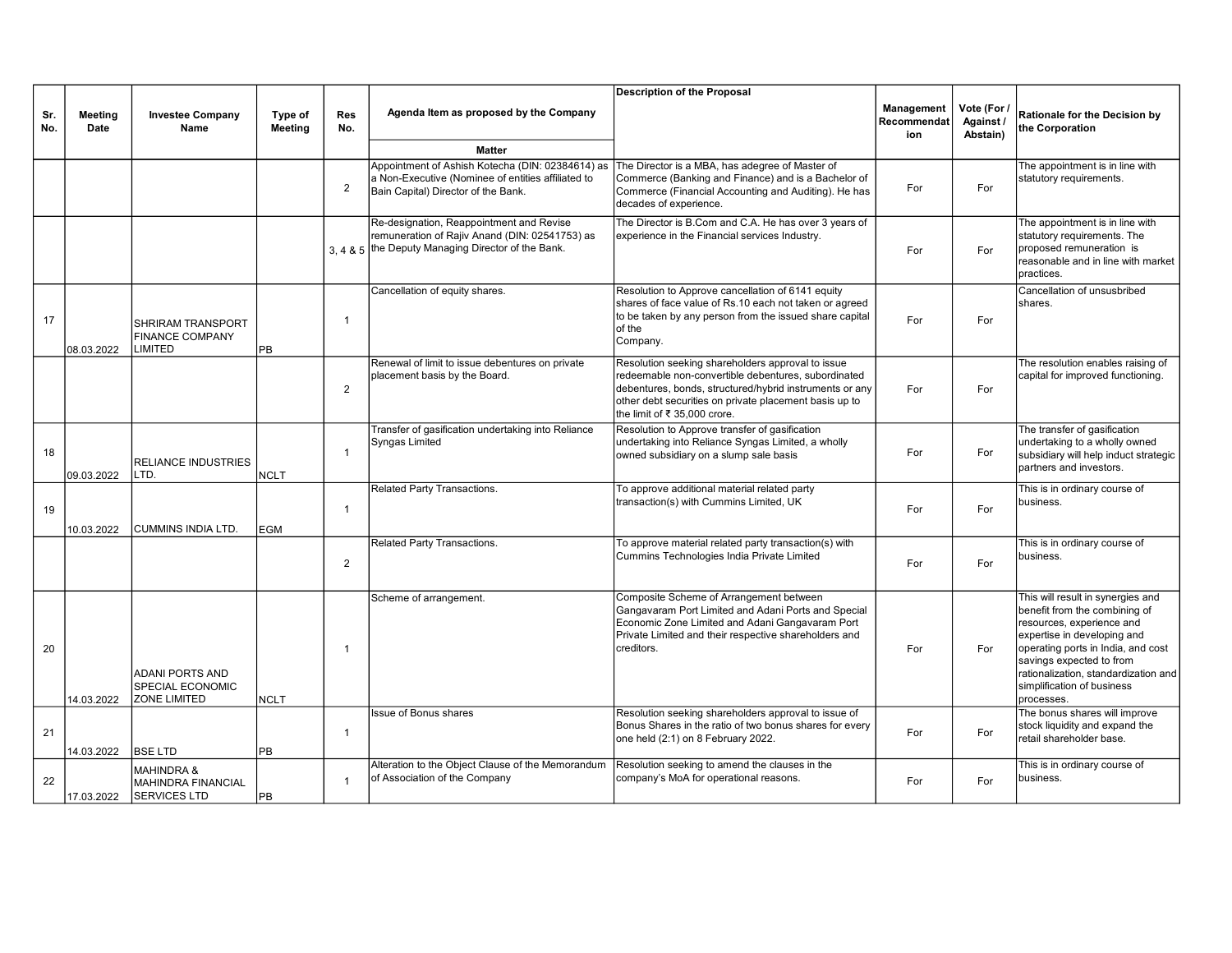| Sr. No. | Meeting Date | Investee Company Name | Type of Meeting | Res No. | Agenda Item as proposed by the Company | Description of the Proposal | Management Recommendation | Vote (For / Against / Abstain) | Rationale for the Decision by the Corporation |
|---|---|---|---|---|---|---|---|---|---|
| | | | | | Matter | | | | |
| | | | | 2 | Appointment of Ashish Kotecha (DIN: 02384614) as a Non-Executive (Nominee of entities affiliated to Bain Capital) Director of the Bank. | The Director is a MBA, has adegree of Master of Commerce (Banking and Finance) and is a Bachelor of Commerce (Financial Accounting and Auditing). He has decades of experience. | For | For | The appointment is in line with statutory requirements. |
| | | | | 3, 4 & 5 | Re-designation, Reappointment and Revise remuneration of Rajiv Anand (DIN: 02541753) as the Deputy Managing Director of the Bank. | The Director is B.Com and C.A. He has over 3 years of experience in the Financial services Industry. | For | For | The appointment is in line with statutory requirements. The proposed remuneration is reasonable and in line with market practices. |
| 17 | 08.03.2022 | SHRIRAM TRANSPORT FINANCE COMPANY LIMITED | PB | 1 | Cancellation of equity shares. | Resolution to Approve cancellation of 6141 equity shares of face value of Rs.10 each not taken or agreed to be taken by any person from the issued share capital of the Company. | For | For | Cancellation of unsusbribed shares. |
| | | | | 2 | Renewal of limit to issue debentures on private placement basis by the Board. | Resolution seeking shareholders approval to issue redeemable non-convertible debentures, subordinated debentures, bonds, structured/hybrid instruments or any other debt securities on private placement basis up to the limit of ₹ 35,000 crore. | For | For | The resolution enables raising of capital for improved functioning. |
| 18 | 09.03.2022 | RELIANCE INDUSTRIES LTD. | NCLT | 1 | Transfer of gasification undertaking into Reliance Syngas Limited | Resolution to Approve transfer of gasification undertaking into Reliance Syngas Limited, a wholly owned subsidiary on a slump sale basis | For | For | The transfer of gasification undertaking to a wholly owned subsidiary will help induct strategic partners and investors. |
| 19 | 10.03.2022 | CUMMINS INDIA LTD. | EGM | 1 | Related Party Transactions. | To approve additional material related party transaction(s) with Cummins Limited, UK | For | For | This is in ordinary course of business. |
| | | | | 2 | Related Party Transactions. | To approve material related party transaction(s) with Cummins Technologies India Private Limited | For | For | This is in ordinary course of business. |
| 20 | 14.03.2022 | ADANI PORTS AND SPECIAL ECONOMIC ZONE LIMITED | NCLT | 1 | Scheme of arrangement. | Composite Scheme of Arrangement between Gangavaram Port Limited and Adani Ports and Special Economic Zone Limited and Adani Gangavaram Port Private Limited and their respective shareholders and creditors. | For | For | This will result in synergies and benefit from the combining of resources, experience and expertise in developing and operating ports in India, and cost savings expected to from rationalization, standardization and simplification of business processes. |
| 21 | 14.03.2022 | BSE LTD | PB | 1 | Issue of Bonus shares | Resolution seeking shareholders approval to issue of Bonus Shares in the ratio of two bonus shares for every one held (2:1) on 8 February 2022. | For | For | The bonus shares will improve stock liquidity and expand the retail shareholder base. |
| 22 | 17.03.2022 | MAHINDRA & MAHINDRA FINANCIAL SERVICES LTD | PB | 1 | Alteration to the Object Clause of the Memorandum of Association of the Company | Resolution seeking to amend the clauses in the company's MoA for operational reasons. | For | For | This is in ordinary course of business. |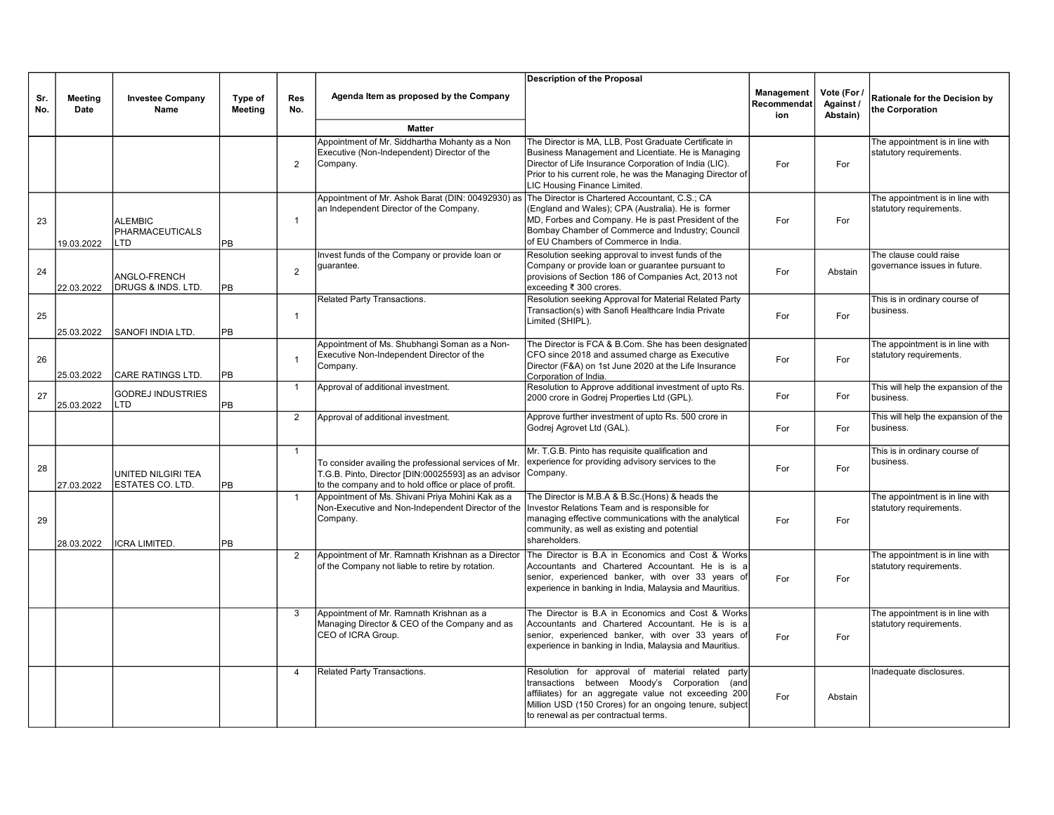| Sr. No. | Meeting Date | Investee Company Name | Type of Meeting | Res No. | Agenda Item as proposed by the Company | Description of the Proposal | Management Recommendation | Vote (For / Against / Abstain) | Rationale for the Decision by the Corporation |
|---|---|---|---|---|---|---|---|---|---|
| | | | | | Matter | | | | |
| | | | | 2 | Appointment of Mr. Siddhartha Mohanty as a Non Executive (Non-Independent) Director of the Company. | The Director is MA, LLB, Post Graduate Certificate in Business Management and Licentiate. He is Managing Director of Life Insurance Corporation of India (LIC). Prior to his current role, he was the Managing Director of LIC Housing Finance Limited. | For | For | The appointment is in line with statutory requirements. |
| 23 | 19.03.2022 | ALEMBIC PHARMACEUTICALS LTD | PB | 1 | Appointment of Mr. Ashok Barat (DIN: 00492930) as an Independent Director of the Company. | The Director is Chartered Accountant, C.S.; CA (England and Wales); CPA (Australia). He is former MD, Forbes and Company. He is past President of the Bombay Chamber of Commerce and Industry; Council of EU Chambers of Commerce in India. | For | For | The appointment is in line with statutory requirements. |
| 24 | 22.03.2022 | ANGLO-FRENCH DRUGS & INDS. LTD. | PB | 2 | Invest funds of the Company or provide loan or guarantee. | Resolution seeking approval to invest funds of the Company or provide loan or guarantee pursuant to provisions of Section 186 of Companies Act, 2013 not exceeding ₹ 300 crores. | For | Abstain | The clause could raise governance issues in future. |
| 25 | 25.03.2022 | SANOFI INDIA LTD. | PB | 1 | Related Party Transactions. | Resolution seeking Approval for Material Related Party Transaction(s) with Sanofi Healthcare India Private Limited (SHIPL). | For | For | This is in ordinary course of business. |
| 26 | 25.03.2022 | CARE RATINGS LTD. | PB | 1 | Appointment of Ms. Shubhangi Soman as a Non-Executive Non-Independent Director of the Company. | The Director is FCA & B.Com. She has been designated CFO since 2018 and assumed charge as Executive Director (F&A) on 1st June 2020 at the Life Insurance Corporation of India. | For | For | The appointment is in line with statutory requirements. |
| 27 | 25.03.2022 | GODREJ INDUSTRIES LTD | PB | 1 | Approval of additional investment. | Resolution to Approve additional investment of upto Rs. 2000 crore in Godrej Properties Ltd (GPL). | For | For | This will help the expansion of the business. |
| | | | | 2 | Approval of additional investment. | Approve further investment of upto Rs. 500 crore in Godrej Agrovet Ltd (GAL). | For | For | This will help the expansion of the business. |
| 28 | 27.03.2022 | UNITED NILGIRI TEA ESTATES CO. LTD. | PB | 1 | To consider availing the professional services of Mr. T.G.B. Pinto, Director [DIN:00025593] as an advisor to the company and to hold office or place of profit. | Mr. T.G.B. Pinto has requisite qualification and experience for providing advisory services to the Company. | For | For | This is in ordinary course of business. |
| 29 | 28.03.2022 | ICRA LIMITED. | PB | 1 | Appointment of Ms. Shivani Priya Mohini Kak as a Non-Executive and Non-Independent Director of the Company. | The Director is M.B.A & B.Sc.(Hons) & heads the Investor Relations Team and is responsible for managing effective communications with the analytical community, as well as existing and potential shareholders. | For | For | The appointment is in line with statutory requirements. |
| | | | | 2 | Appointment of Mr. Ramnath Krishnan as a Director of the Company not liable to retire by rotation. | The Director is B.A in Economics and Cost & Works Accountants and Chartered Accountant. He is is a senior, experienced banker, with over 33 years of experience in banking in India, Malaysia and Mauritius. | For | For | The appointment is in line with statutory requirements. |
| | | | | 3 | Appointment of Mr. Ramnath Krishnan as a Managing Director & CEO of the Company and as CEO of ICRA Group. | The Director is B.A in Economics and Cost & Works Accountants and Chartered Accountant. He is is a senior, experienced banker, with over 33 years of experience in banking in India, Malaysia and Mauritius. | For | For | The appointment is in line with statutory requirements. |
| | | | | 4 | Related Party Transactions. | Resolution for approval of material related party transactions between Moody's Corporation (and affiliates) for an aggregate value not exceeding 200 Million USD (150 Crores) for an ongoing tenure, subject to renewal as per contractual terms. | For | Abstain | Inadequate disclosures. |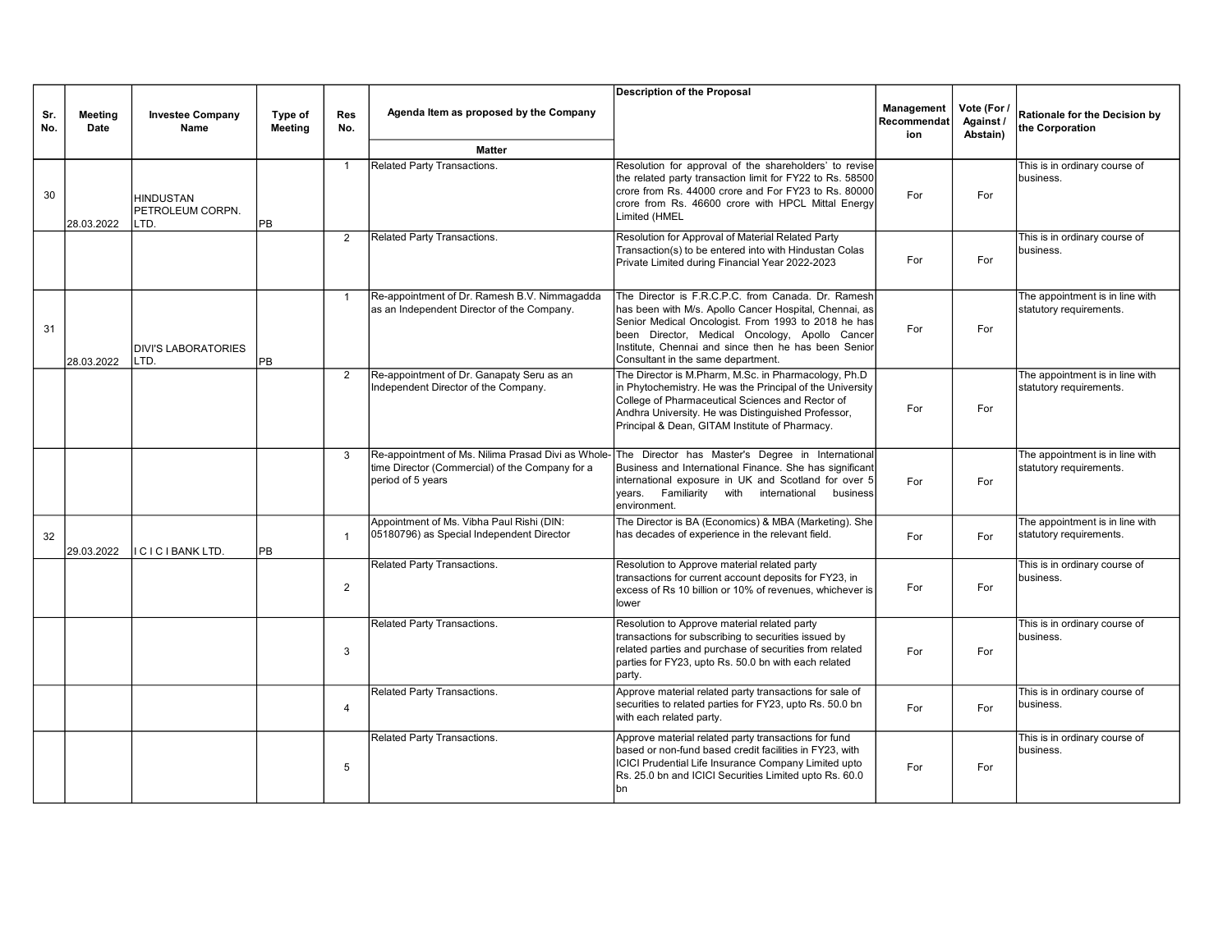| Sr. No. | Meeting Date | Investee Company Name | Type of Meeting | Res No. | Agenda Item as proposed by the Company | Description of the Proposal | Management Recommendation | Vote (For / Against / Abstain) | Rationale for the Decision by the Corporation |
|---|---|---|---|---|---|---|---|---|---|
| | | | | | Matter | | | | |
| 30 | 28.03.2022 | HINDUSTAN PETROLEUM CORPN. LTD. | PB | 1 | Related Party Transactions. | Resolution for approval of the shareholders' to revise the related party transaction limit for FY22 to Rs. 58500 crore from Rs. 44000 crore and For FY23 to Rs. 80000 crore from Rs. 46600 crore with HPCL Mittal Energy Limited (HMEL | For | For | This is in ordinary course of business. |
| | | | | 2 | Related Party Transactions. | Resolution for Approval of Material Related Party Transaction(s) to be entered into with Hindustan Colas Private Limited during Financial Year 2022-2023 | For | For | This is in ordinary course of business. |
| 31 | 28.03.2022 | DIVI'S LABORATORIES LTD. | PB | 1 | Re-appointment of Dr. Ramesh B.V. Nimmagadda as an Independent Director of the Company. | The Director is F.R.C.P.C. from Canada. Dr. Ramesh has been with M/s. Apollo Cancer Hospital, Chennai, as Senior Medical Oncologist. From 1993 to 2018 he has been Director, Medical Oncology, Apollo Cancer Institute, Chennai and since then he has been Senior Consultant in the same department. | For | For | The appointment is in line with statutory requirements. |
| | | | | 2 | Re-appointment of Dr. Ganapaty Seru as an Independent Director of the Company. | The Director is M.Pharm, M.Sc. in Pharmacology, Ph.D in Phytochemistry. He was the Principal of the University College of Pharmaceutical Sciences and Rector of Andhra University. He was Distinguished Professor, Principal & Dean, GITAM Institute of Pharmacy. | For | For | The appointment is in line with statutory requirements. |
| | | | | 3 | Re-appointment of Ms. Nilima Prasad Divi as Whole-time Director (Commercial) of the Company for a period of 5 years | The Director has Master's Degree in International Business and International Finance. She has significant international exposure in UK and Scotland for over 5 years. Familiarity with international business environment. | For | For | The appointment is in line with statutory requirements. |
| 32 | 29.03.2022 | I C I C I BANK LTD. | PB | 1 | Appointment of Ms. Vibha Paul Rishi (DIN: 05180796) as Special Independent Director | The Director is BA (Economics) & MBA (Marketing). She has decades of experience in the relevant field. | For | For | The appointment is in line with statutory requirements. |
| | | | | 2 | Related Party Transactions. | Resolution to Approve material related party transactions for current account deposits for FY23, in excess of Rs 10 billion or 10% of revenues, whichever is lower | For | For | This is in ordinary course of business. |
| | | | | 3 | Related Party Transactions. | Resolution to Approve material related party transactions for subscribing to securities issued by related parties and purchase of securities from related parties for FY23, upto Rs. 50.0 bn with each related party. | For | For | This is in ordinary course of business. |
| | | | | 4 | Related Party Transactions. | Approve material related party transactions for sale of securities to related parties for FY23, upto Rs. 50.0 bn with each related party. | For | For | This is in ordinary course of business. |
| | | | | 5 | Related Party Transactions. | Approve material related party transactions for fund based or non-fund based credit facilities in FY23, with ICICI Prudential Life Insurance Company Limited upto Rs. 25.0 bn and ICICI Securities Limited upto Rs. 60.0 bn | For | For | This is in ordinary course of business. |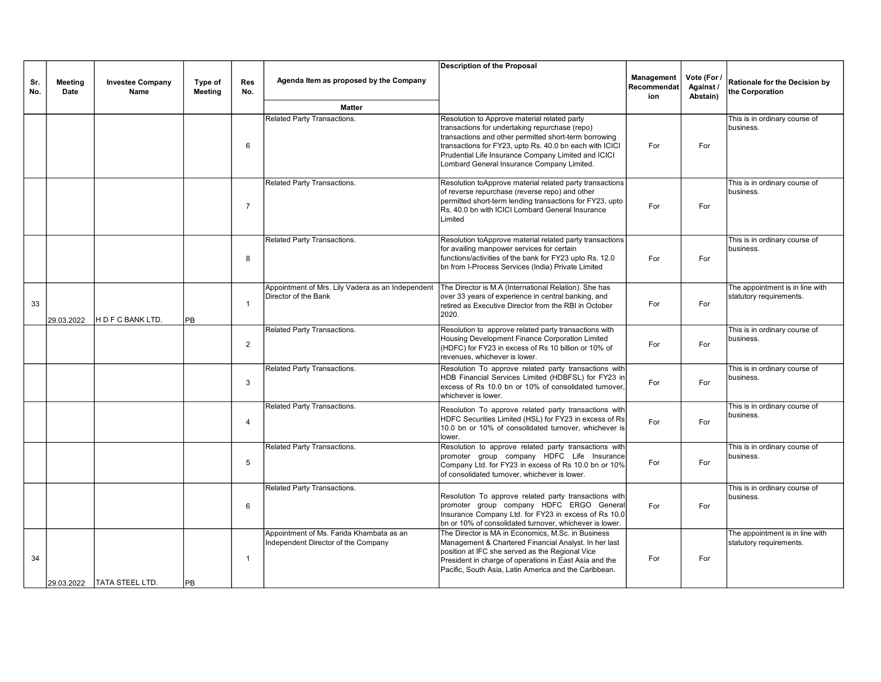| Sr. No. | Meeting Date | Investee Company Name | Type of Meeting | Res No. | Agenda Item as proposed by the Company | Description of the Proposal | Management Recommendation | Vote (For / Against / Abstain) | Rationale for the Decision by the Corporation |
|---|---|---|---|---|---|---|---|---|---|
| | | | | | Matter | | | | |
| | | | | 6 | Related Party Transactions. | Resolution to Approve material related party transactions for undertaking repurchase (repo) transactions and other permitted short-term borrowing transactions for FY23, upto Rs. 40.0 bn each with ICICI Prudential Life Insurance Company Limited and ICICI Lombard General Insurance Company Limited. | For | For | This is in ordinary course of business. |
| | | | | 7 | Related Party Transactions. | Resolution toApprove material related party transactions of reverse repurchase (reverse repo) and other permitted short-term lending transactions for FY23, upto Rs. 40.0 bn with ICICI Lombard General Insurance Limited | For | For | This is in ordinary course of business. |
| | | | | 8 | Related Party Transactions. | Resolution toApprove material related party transactions for availing manpower services for certain functions/activities of the bank for FY23 upto Rs. 12.0 bn from I-Process Services (India) Private Limited | For | For | This is in ordinary course of business. |
| 33 | 29.03.2022 | H D F C BANK LTD. | PB | 1 | Appointment of Mrs. Lily Vadera as an Independent Director of the Bank | The Director is M.A (International Relation). She has over 33 years of experience in central banking, and retired as Executive Director from the RBI in October 2020. | For | For | The appointment is in line with statutory requirements. |
| | | | | 2 | Related Party Transactions. | Resolution to approve related party transactions with Housing Development Finance Corporation Limited (HDFC) for FY23 in excess of Rs 10 billion or 10% of revenues, whichever is lower. | For | For | This is in ordinary course of business. |
| | | | | 3 | Related Party Transactions. | Resolution To approve related party transactions with HDB Financial Services Limited (HDBFSL) for FY23 in excess of Rs 10.0 bn or 10% of consolidated turnover, whichever is lower. | For | For | This is in ordinary course of business. |
| | | | | 4 | Related Party Transactions. | Resolution To approve related party transactions with HDFC Securities Limited (HSL) for FY23 in excess of Rs 10.0 bn or 10% of consolidated turnover, whichever is lower. | For | For | This is in ordinary course of business. |
| | | | | 5 | Related Party Transactions. | Resolution to approve related party transactions with promoter group company HDFC Life Insurance Company Ltd. for FY23 in excess of Rs 10.0 bn or 10% of consolidated turnover, whichever is lower. | For | For | This is in ordinary course of business. |
| | | | | 6 | Related Party Transactions. | Resolution To approve related party transactions with promoter group company HDFC ERGO General Insurance Company Ltd. for FY23 in excess of Rs 10.0 bn or 10% of consolidated turnover, whichever is lower. | For | For | This is in ordinary course of business. |
| 34 | 29.03.2022 | TATA STEEL LTD. | PB | 1 | Appointment of Ms. Farida Khambata as an Independent Director of the Company | The Director is MA in Economics, M.Sc. in Business Management & Chartered Financial Analyst. In her last position at IFC she served as the Regional Vice President in charge of operations in East Asia and the Pacific, South Asia, Latin America and the Caribbean. | For | For | The appointment is in line with statutory requirements. |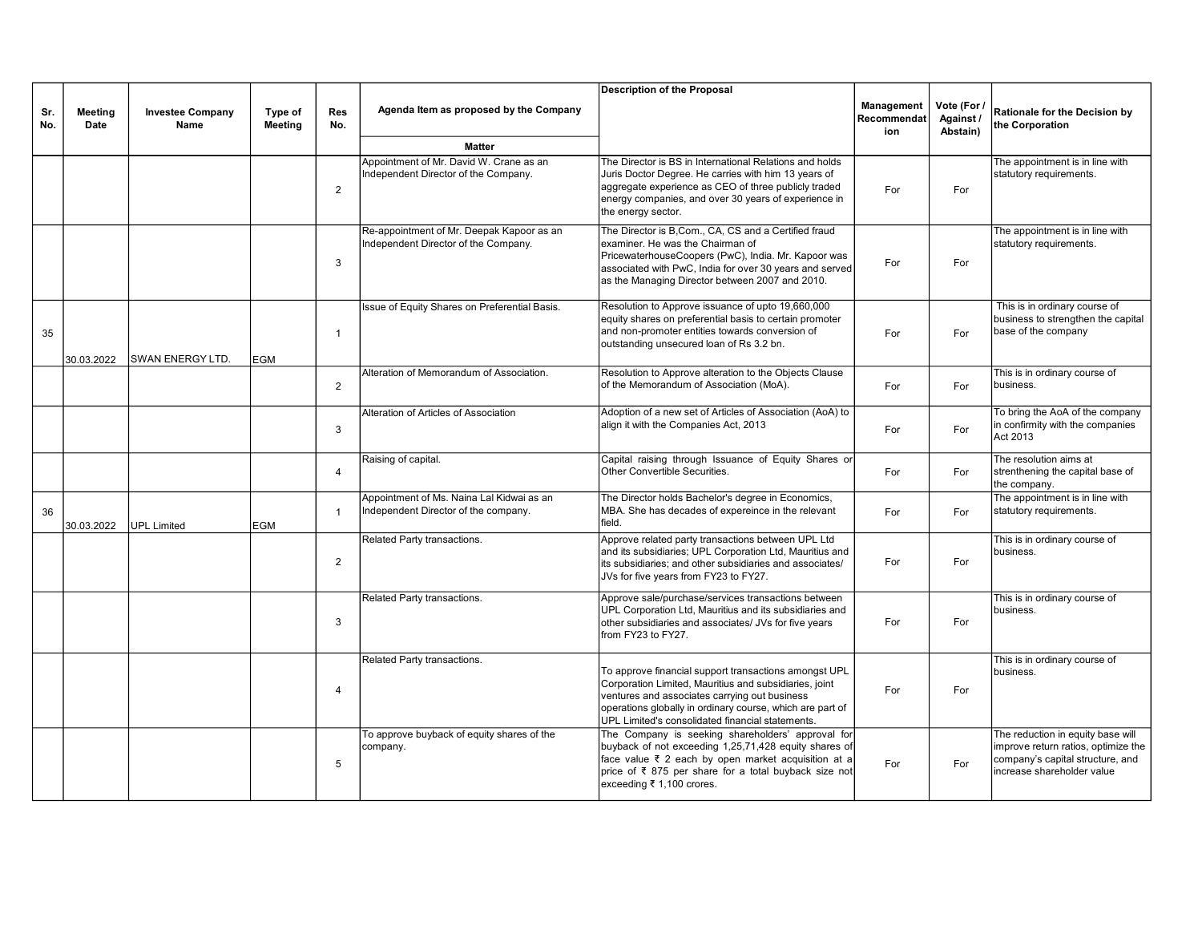| Sr. No. | Meeting Date | Investee Company Name | Type of Meeting | Res No. | Agenda Item as proposed by the Company | Description of the Proposal | Management Recommendation | Vote (For / Against / Abstain) | Rationale for the Decision by the Corporation |
|---|---|---|---|---|---|---|---|---|---|
| | | | | | Matter | | | | |
| | | | | 2 | Appointment of Mr. David W. Crane as an Independent Director of the Company. | The Director is BS in International Relations and holds Juris Doctor Degree. He carries with him 13 years of aggregate experience as CEO of three publicly traded energy companies, and over 30 years of experience in the energy sector. | For | For | The appointment is in line with statutory requirements. |
| | | | | 3 | Re-appointment of Mr. Deepak Kapoor as an Independent Director of the Company. | The Director is B,Com., CA, CS and a Certified fraud examiner. He was the Chairman of PricewaterhouseCoopers (PwC), India. Mr. Kapoor was associated with PwC, India for over 30 years and served as the Managing Director between 2007 and 2010. | For | For | The appointment is in line with statutory requirements. |
| 35 | 30.03.2022 | SWAN ENERGY LTD. | EGM | 1 | Issue of Equity Shares on Preferential Basis. | Resolution to Approve issuance of upto 19,660,000 equity shares on preferential basis to certain promoter and non-promoter entities towards conversion of outstanding unsecured loan of Rs 3.2 bn. | For | For | This is in ordinary course of business to strengthen the capital base of the company |
| | | | | 2 | Alteration of Memorandum of Association. | Resolution to Approve alteration to the Objects Clause of the Memorandum of Association (MoA). | For | For | This is in ordinary course of business. |
| | | | | 3 | Alteration of Articles of Association | Adoption of a new set of Articles of Association (AoA) to align it with the Companies Act, 2013 | For | For | To bring the AoA of the company in confirmity with the companies Act 2013 |
| | | | | 4 | Raising of capital. | Capital raising through Issuance of Equity Shares or Other Convertible Securities. | For | For | The resolution aims at strenthening the capital base of the company. |
| 36 | 30.03.2022 | UPL Limited | EGM | 1 | Appointment of Ms. Naina Lal Kidwai as an Independent Director of the company. | The Director holds Bachelor's degree in Economics, MBA. She has decades of expereince in the relevant field. | For | For | The appointment is in line with statutory requirements. |
| | | | | 2 | Related Party transactions. | Approve related party transactions between UPL Ltd and its subsidiaries; UPL Corporation Ltd, Mauritius and its subsidiaries; and other subsidiaries and associates/ JVs for five years from FY23 to FY27. | For | For | This is in ordinary course of business. |
| | | | | 3 | Related Party transactions. | Approve sale/purchase/services transactions between UPL Corporation Ltd, Mauritius and its subsidiaries and other subsidiaries and associates/ JVs for five years from FY23 to FY27. | For | For | This is in ordinary course of business. |
| | | | | 4 | Related Party transactions. | To approve financial support transactions amongst UPL Corporation Limited, Mauritius and subsidiaries, joint ventures and associates carrying out business operations globally in ordinary course, which are part of UPL Limited's consolidated financial statements. | For | For | This is in ordinary course of business. |
| | | | | 5 | To approve buyback of equity shares of the company. | The Company is seeking shareholders' approval for buyback of not exceeding 1,25,71,428 equity shares of face value ₹ 2 each by open market acquisition at a price of ₹ 875 per share for a total buyback size not exceeding ₹ 1,100 crores. | For | For | The reduction in equity base will improve return ratios, optimize the company's capital structure, and increase shareholder value |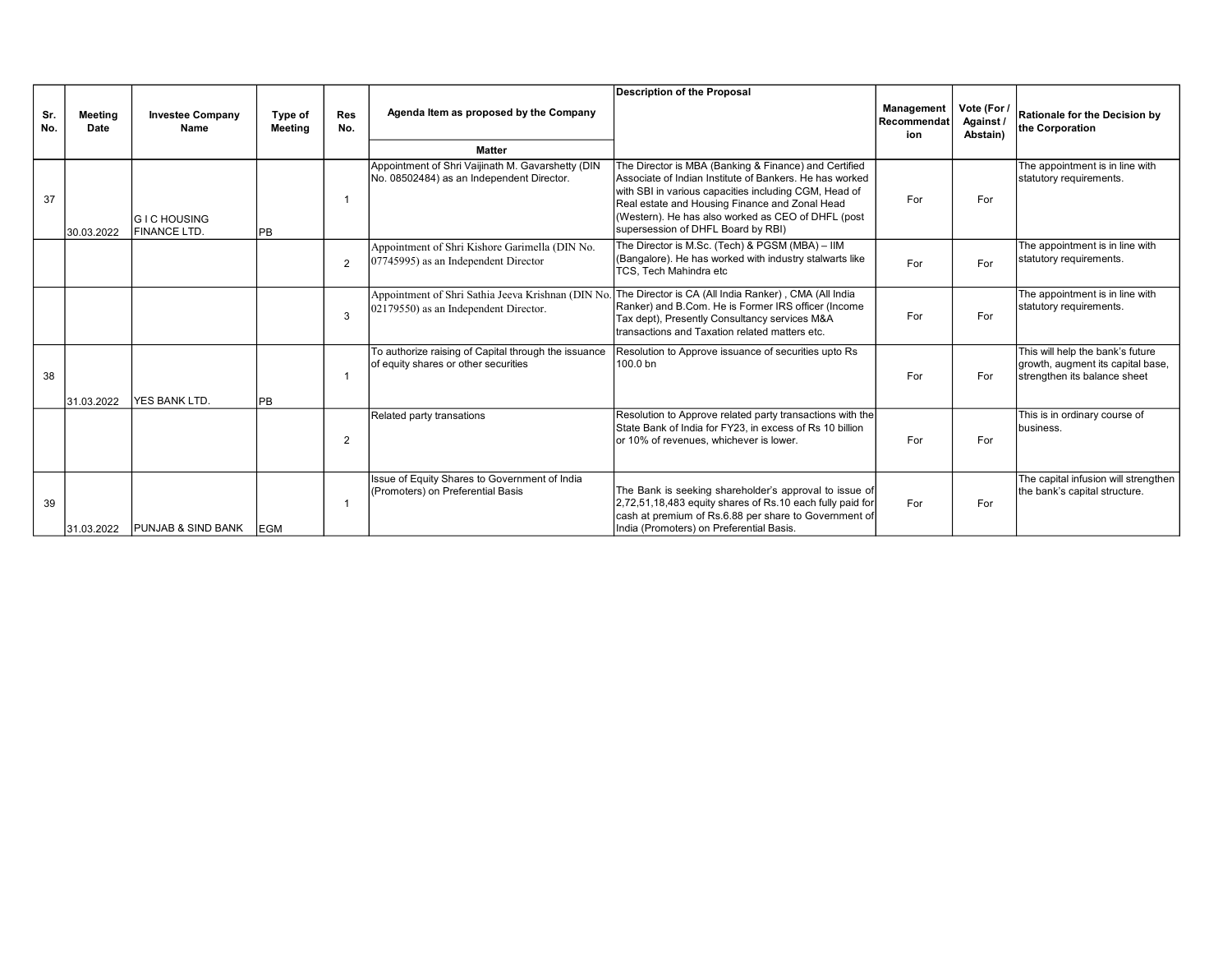| Sr. No. | Meeting Date | Investee Company Name | Type of Meeting | Res No. | Agenda Item as proposed by the Company<br>Matter | Description of the Proposal | Management Recommendation | Vote (For / Against / Abstain) | Rationale for the Decision by the Corporation |
|---|---|---|---|---|---|---|---|---|---|
| 37 | 30.03.2022 | G I C HOUSING FINANCE LTD. | PB | 1 | Appointment of Shri Vaijinath M. Gavarshetty (DIN No. 08502484) as an Independent Director. | The Director is MBA (Banking & Finance) and Certified Associate of Indian Institute of Bankers. He has worked with SBI in various capacities including CGM, Head of Real estate and Housing Finance and Zonal Head (Western). He has also worked as CEO of DHFL (post supersession of DHFL Board by RBI) | For | For | The appointment is in line with statutory requirements. |
| | | | | 2 | Appointment of Shri Kishore Garimella (DIN No. 07745995) as an Independent Director | The Director is M.Sc. (Tech) & PGSM (MBA) – IIM (Bangalore). He has worked with industry stalwarts like TCS, Tech Mahindra etc | For | For | The appointment is in line with statutory requirements. |
| | | | | 3 | Appointment of Shri Sathia Jeeva Krishnan (DIN No. 02179550) as an Independent Director. | The Director is CA (All India Ranker) , CMA (All India Ranker) and B.Com. He is Former IRS officer (Income Tax dept), Presently Consultancy services M&A transactions and Taxation related matters etc. | For | For | The appointment is in line with statutory requirements. |
| 38 | 31.03.2022 | YES BANK LTD. | PB | 1 | To authorize raising of Capital through the issuance of equity shares or other securities | Resolution to Approve issuance of securities upto Rs 100.0 bn | For | For | This will help the bank's future growth, augment its capital base, strengthen its balance sheet |
| | | | | 2 | Related party transations | Resolution to Approve related party transactions with the State Bank of India for FY23, in excess of Rs 10 billion or 10% of revenues, whichever is lower. | For | For | This is in ordinary course of business. |
| 39 | 31.03.2022 | PUNJAB & SIND BANK | EGM | 1 | Issue of Equity Shares to Government of India (Promoters) on Preferential Basis | The Bank is seeking shareholder's approval to issue of 2,72,51,18,483 equity shares of Rs.10 each fully paid for cash at premium of Rs.6.88 per share to Government of India (Promoters) on Preferential Basis. | For | For | The capital infusion will strengthen the bank's capital structure. |